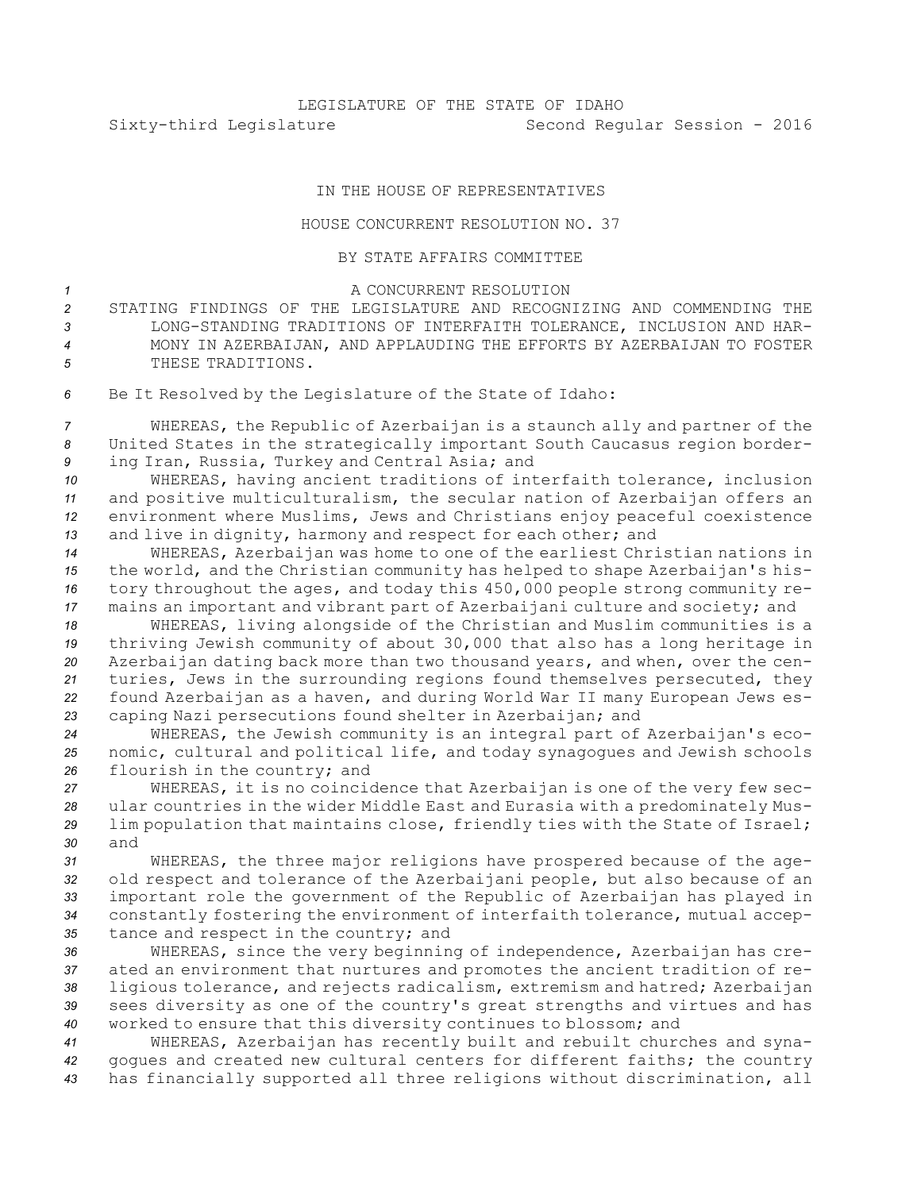LEGISLATURE OF THE STATE OF IDAHO

Sixty-third Legislature Second Regular Session - 2016

IN THE HOUSE OF REPRESENTATIVES

HOUSE CONCURRENT RESOLUTION NO. 37

BY STATE AFFAIRS COMMITTEE

A CONCURRENT RESOLUTION

STATING FINDINGS OF THE LEGISLATURE AND RECOGNIZING AND COMMENDING THE LONG-STANDING TRADITIONS OF INTERFAITH TOLERANCE, INCLUSION AND HARMONY IN AZERBAIJAN, AND APPLAUDING THE EFFORTS BY AZERBAIJAN TO FOSTER THESE TRADITIONS.

Be It Resolved by the Legislature of the State of Idaho:

WHEREAS, the Republic of Azerbaijan is a staunch ally and partner of the United States in the strategically important South Caucasus region bordering Iran, Russia, Turkey and Central Asia; and

WHEREAS, having ancient traditions of interfaith tolerance, inclusion and positive multiculturalism, the secular nation of Azerbaijan offers an environment where Muslims, Jews and Christians enjoy peaceful coexistence and live in dignity, harmony and respect for each other; and

WHEREAS, Azerbaijan was home to one of the earliest Christian nations in the world, and the Christian community has helped to shape Azerbaijan's history throughout the ages, and today this 450,000 people strong community remains an important and vibrant part of Azerbaijani culture and society; and

WHEREAS, living alongside of the Christian and Muslim communities is a thriving Jewish community of about 30,000 that also has a long heritage in Azerbaijan dating back more than two thousand years, and when, over the centuries, Jews in the surrounding regions found themselves persecuted, they found Azerbaijan as a haven, and during World War II many European Jews escaping Nazi persecutions found shelter in Azerbaijan; and

WHEREAS, the Jewish community is an integral part of Azerbaijan's economic, cultural and political life, and today synagogues and Jewish schools flourish in the country; and

WHEREAS, it is no coincidence that Azerbaijan is one of the very few secular countries in the wider Middle East and Eurasia with a predominately Muslim population that maintains close, friendly ties with the State of Israel; and

WHEREAS, the three major religions have prospered because of the age-old respect and tolerance of the Azerbaijani people, but also because of an important role the government of the Republic of Azerbaijan has played in constantly fostering the environment of interfaith tolerance, mutual acceptance and respect in the country; and

WHEREAS, since the very beginning of independence, Azerbaijan has created an environment that nurtures and promotes the ancient tradition of religious tolerance, and rejects radicalism, extremism and hatred; Azerbaijan sees diversity as one of the country's great strengths and virtues and has worked to ensure that this diversity continues to blossom; and

WHEREAS, Azerbaijan has recently built and rebuilt churches and synagogues and created new cultural centers for different faiths; the country has financially supported all three religions without discrimination, all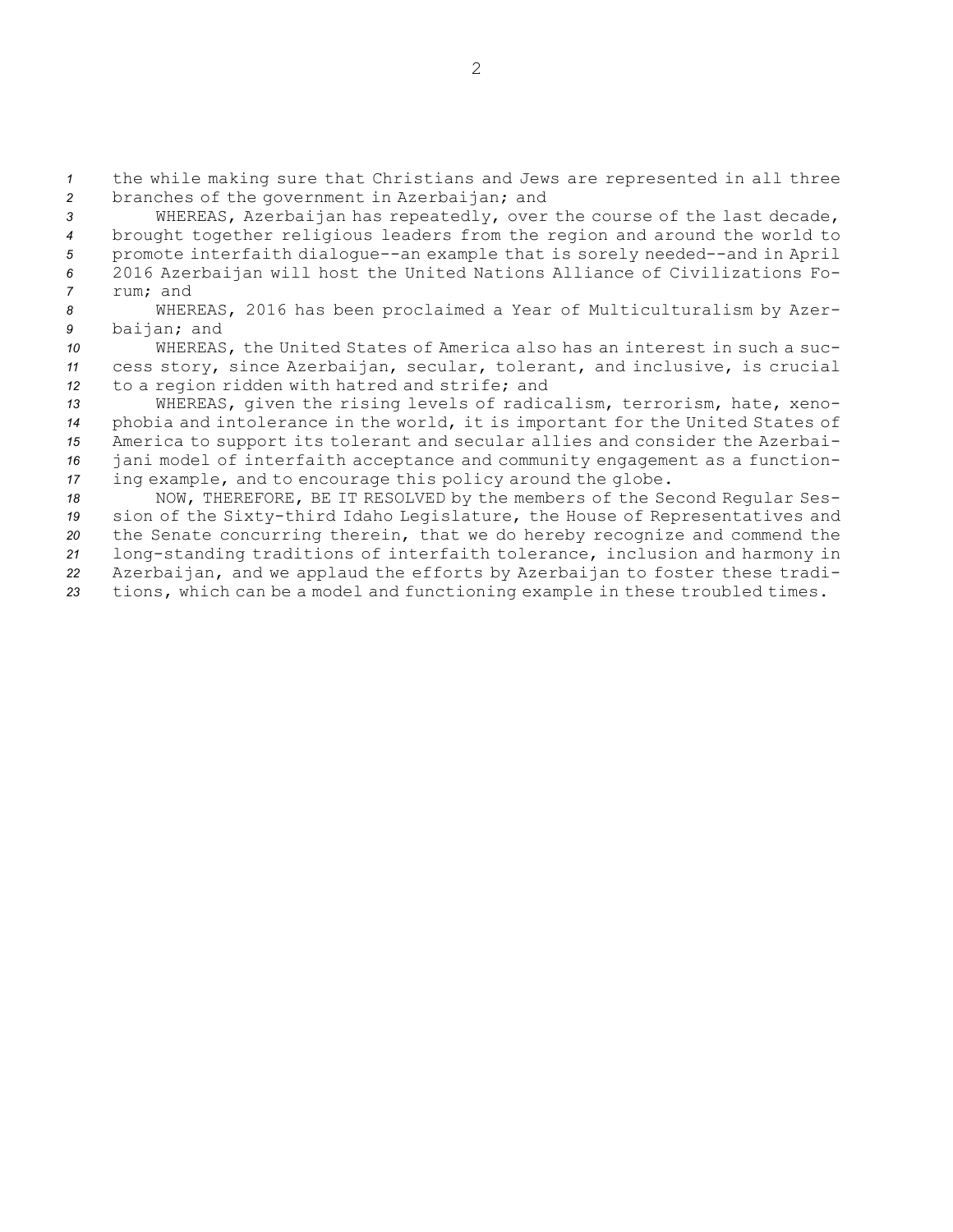the while making sure that Christians and Jews are represented in all three branches of the government in Azerbaijan; and

WHEREAS, Azerbaijan has repeatedly, over the course of the last decade, brought together religious leaders from the region and around the world to promote interfaith dialogue--an example that is sorely needed--and in April 2016 Azerbaijan will host the United Nations Alliance of Civilizations Forum; and

WHEREAS, 2016 has been proclaimed a Year of Multiculturalism by Azerbaijan; and

WHEREAS, the United States of America also has an interest in such a success story, since Azerbaijan, secular, tolerant, and inclusive, is crucial to a region ridden with hatred and strife; and

WHEREAS, given the rising levels of radicalism, terrorism, hate, xenophobia and intolerance in the world, it is important for the United States of America to support its tolerant and secular allies and consider the Azerbaijani model of interfaith acceptance and community engagement as a functioning example, and to encourage this policy around the globe.

NOW, THEREFORE, BE IT RESOLVED by the members of the Second Regular Session of the Sixty-third Idaho Legislature, the House of Representatives and the Senate concurring therein, that we do hereby recognize and commend the long-standing traditions of interfaith tolerance, inclusion and harmony in Azerbaijan, and we applaud the efforts by Azerbaijan to foster these traditions, which can be a model and functioning example in these troubled times.